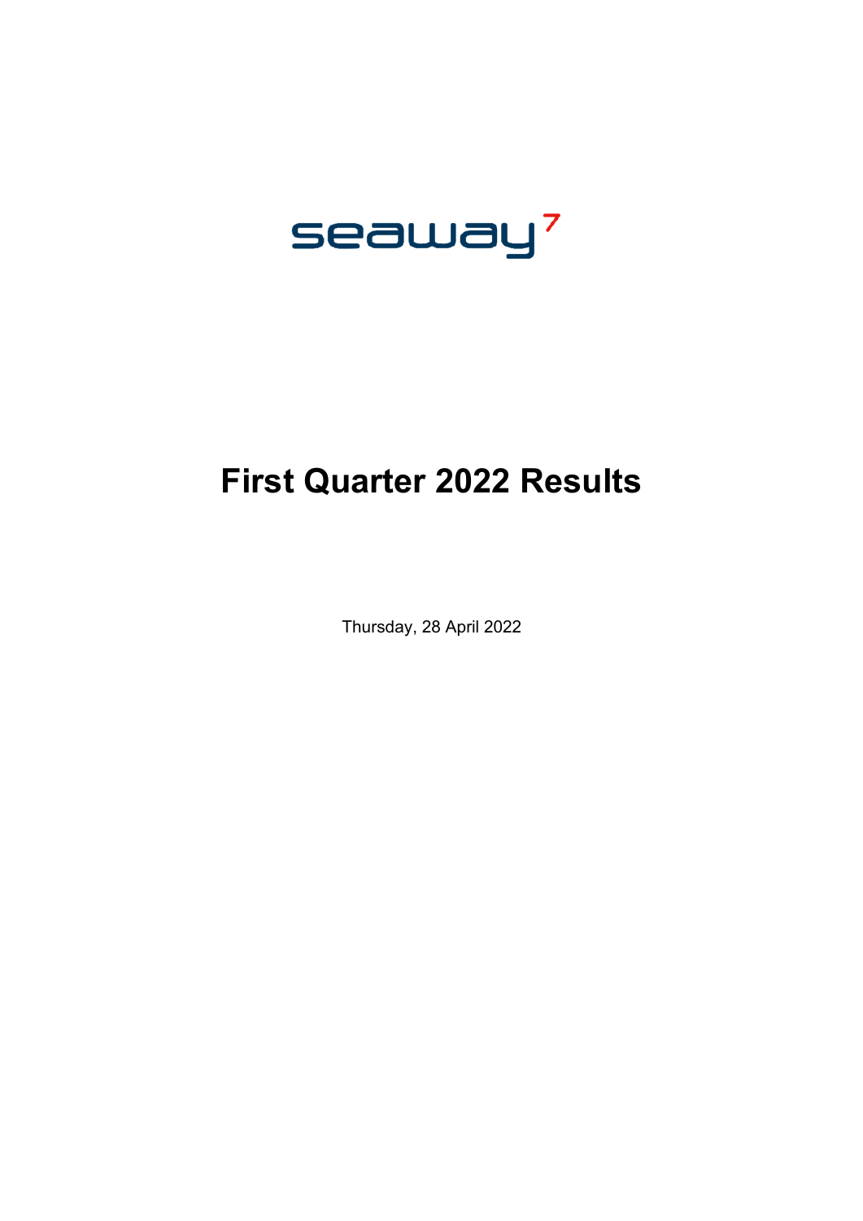seaway[7]

# First Quarter 2022 Results

Thursday, 28 April 2022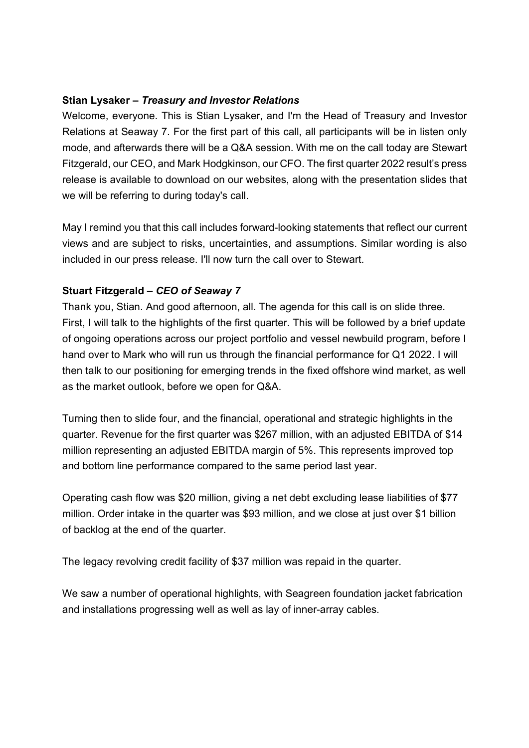**Stian Lysaker –** ***Treasury and Investor Relations***

Welcome, everyone. This is Stian Lysaker, and I'm the Head of Treasury and Investor Relations at Seaway 7. For the first part of this call, all participants will be in listen only mode, and afterwards there will be a Q&A session. With me on the call today are Stewart Fitzgerald, our CEO, and Mark Hodgkinson, our CFO. The first quarter 2022 result's press release is available to download on our websites, along with the presentation slides that we will be referring to during today's call.

May I remind you that this call includes forward-looking statements that reflect our current views and are subject to risks, uncertainties, and assumptions. Similar wording is also included in our press release. I'll now turn the call over to Stewart.

**Stuart Fitzgerald –** ***CEO of Seaway 7***

Thank you, Stian. And good afternoon, all. The agenda for this call is on slide three. First, I will talk to the highlights of the first quarter. This will be followed by a brief update of ongoing operations across our project portfolio and vessel newbuild program, before I hand over to Mark who will run us through the financial performance for Q1 2022. I will then talk to our positioning for emerging trends in the fixed offshore wind market, as well as the market outlook, before we open for Q&A.

Turning then to slide four, and the financial, operational and strategic highlights in the quarter. Revenue for the first quarter was $267 million, with an adjusted EBITDA of $14 million representing an adjusted EBITDA margin of 5%. This represents improved top and bottom line performance compared to the same period last year.

Operating cash flow was $20 million, giving a net debt excluding lease liabilities of $77 million. Order intake in the quarter was $93 million, and we close at just over $1 billion of backlog at the end of the quarter.

The legacy revolving credit facility of $37 million was repaid in the quarter.

We saw a number of operational highlights, with Seagreen foundation jacket fabrication and installations progressing well as well as lay of inner-array cables.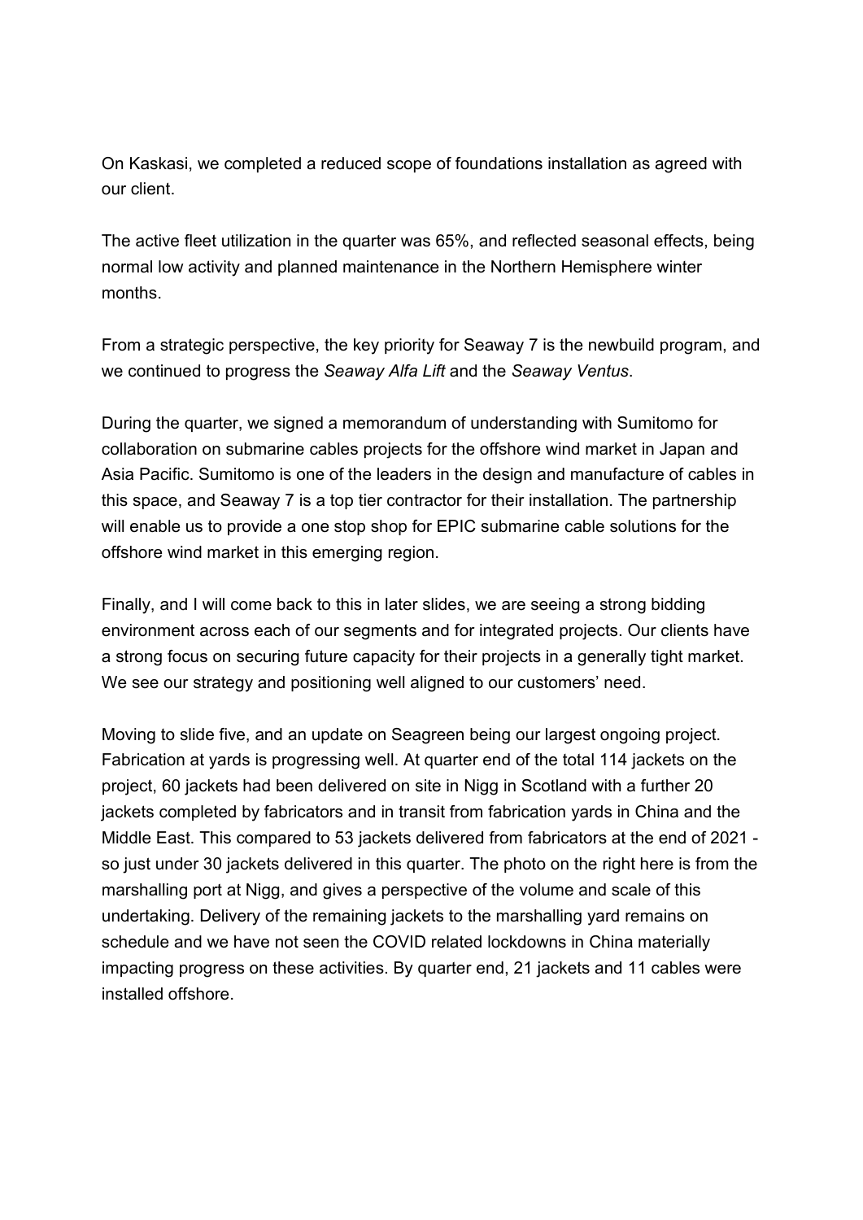On Kaskasi, we completed a reduced scope of foundations installation as agreed with our client.

The active fleet utilization in the quarter was 65%, and reflected seasonal effects, being normal low activity and planned maintenance in the Northern Hemisphere winter months.

From a strategic perspective, the key priority for Seaway 7 is the newbuild program, and we continued to progress the *Seaway Alfa Lift* and the *Seaway Ventus*.

During the quarter, we signed a memorandum of understanding with Sumitomo for collaboration on submarine cables projects for the offshore wind market in Japan and Asia Pacific. Sumitomo is one of the leaders in the design and manufacture of cables in this space, and Seaway 7 is a top tier contractor for their installation. The partnership will enable us to provide a one stop shop for EPIC submarine cable solutions for the offshore wind market in this emerging region.

Finally, and I will come back to this in later slides, we are seeing a strong bidding environment across each of our segments and for integrated projects. Our clients have a strong focus on securing future capacity for their projects in a generally tight market. We see our strategy and positioning well aligned to our customers' need.

Moving to slide five, and an update on Seagreen being our largest ongoing project. Fabrication at yards is progressing well. At quarter end of the total 114 jackets on the project, 60 jackets had been delivered on site in Nigg in Scotland with a further 20 jackets completed by fabricators and in transit from fabrication yards in China and the Middle East. This compared to 53 jackets delivered from fabricators at the end of 2021 - so just under 30 jackets delivered in this quarter. The photo on the right here is from the marshalling port at Nigg, and gives a perspective of the volume and scale of this undertaking. Delivery of the remaining jackets to the marshalling yard remains on schedule and we have not seen the COVID related lockdowns in China materially impacting progress on these activities. By quarter end, 21 jackets and 11 cables were installed offshore.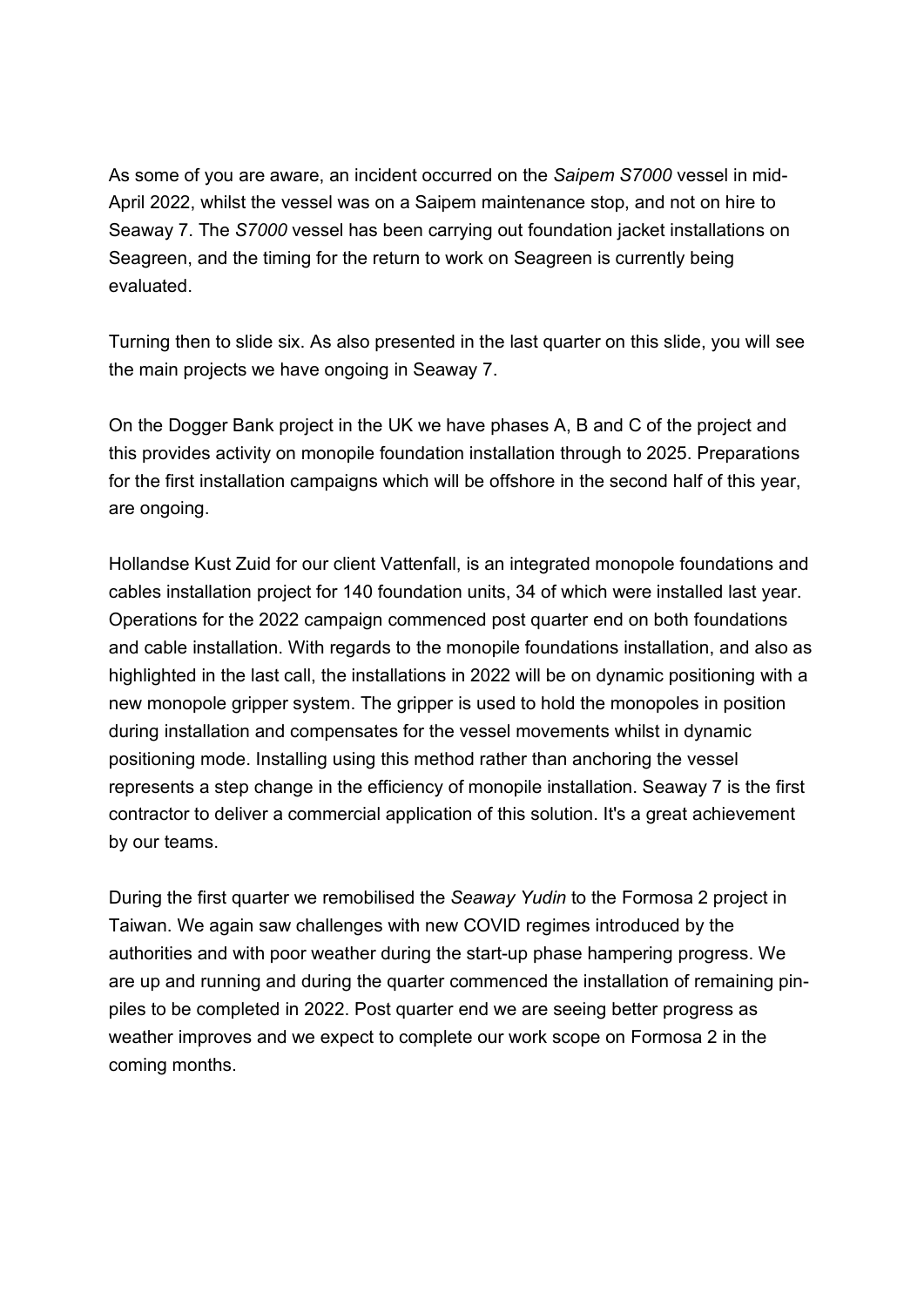As some of you are aware, an incident occurred on the *Saipem S7000* vessel in mid-April 2022, whilst the vessel was on a Saipem maintenance stop, and not on hire to Seaway 7. The *S7000* vessel has been carrying out foundation jacket installations on Seagreen, and the timing for the return to work on Seagreen is currently being evaluated.

Turning then to slide six. As also presented in the last quarter on this slide, you will see the main projects we have ongoing in Seaway 7.

On the Dogger Bank project in the UK we have phases A, B and C of the project and this provides activity on monopile foundation installation through to 2025. Preparations for the first installation campaigns which will be offshore in the second half of this year, are ongoing.

Hollandse Kust Zuid for our client Vattenfall, is an integrated monopole foundations and cables installation project for 140 foundation units, 34 of which were installed last year. Operations for the 2022 campaign commenced post quarter end on both foundations and cable installation. With regards to the monopile foundations installation, and also as highlighted in the last call, the installations in 2022 will be on dynamic positioning with a new monopole gripper system. The gripper is used to hold the monopoles in position during installation and compensates for the vessel movements whilst in dynamic positioning mode. Installing using this method rather than anchoring the vessel represents a step change in the efficiency of monopile installation. Seaway 7 is the first contractor to deliver a commercial application of this solution. It's a great achievement by our teams.

During the first quarter we remobilised the *Seaway Yudin* to the Formosa 2 project in Taiwan. We again saw challenges with new COVID regimes introduced by the authorities and with poor weather during the start-up phase hampering progress. We are up and running and during the quarter commenced the installation of remaining pin-piles to be completed in 2022. Post quarter end we are seeing better progress as weather improves and we expect to complete our work scope on Formosa 2 in the coming months.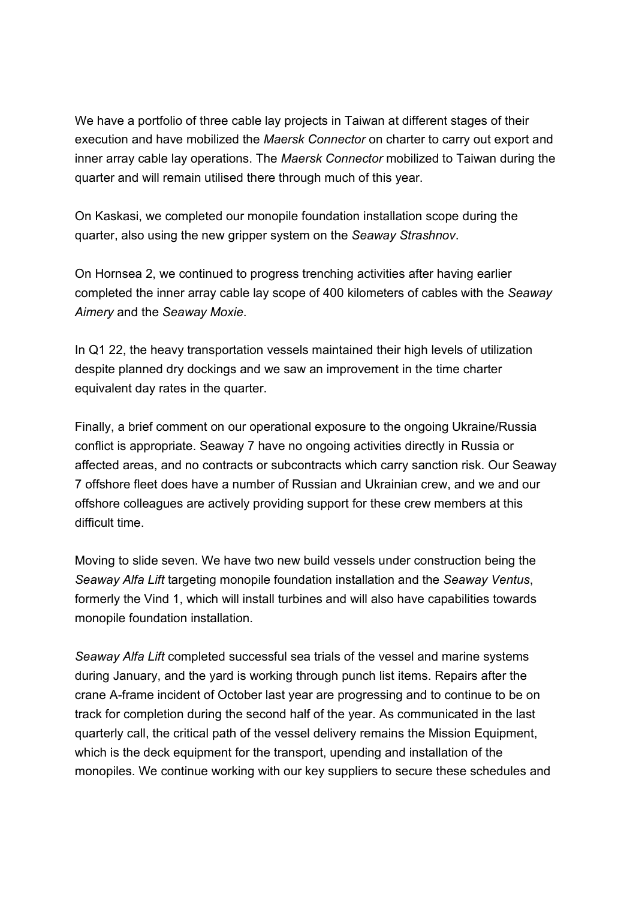We have a portfolio of three cable lay projects in Taiwan at different stages of their execution and have mobilized the *Maersk Connector* on charter to carry out export and inner array cable lay operations. The *Maersk Connector* mobilized to Taiwan during the quarter and will remain utilised there through much of this year.

On Kaskasi, we completed our monopile foundation installation scope during the quarter, also using the new gripper system on the *Seaway Strashnov*.

On Hornsea 2, we continued to progress trenching activities after having earlier completed the inner array cable lay scope of 400 kilometers of cables with the *Seaway Aimery* and the *Seaway Moxie*.

In Q1 22, the heavy transportation vessels maintained their high levels of utilization despite planned dry dockings and we saw an improvement in the time charter equivalent day rates in the quarter.

Finally, a brief comment on our operational exposure to the ongoing Ukraine/Russia conflict is appropriate. Seaway 7 have no ongoing activities directly in Russia or affected areas, and no contracts or subcontracts which carry sanction risk. Our Seaway 7 offshore fleet does have a number of Russian and Ukrainian crew, and we and our offshore colleagues are actively providing support for these crew members at this difficult time.

Moving to slide seven. We have two new build vessels under construction being the *Seaway Alfa Lift* targeting monopile foundation installation and the *Seaway Ventus*, formerly the Vind 1, which will install turbines and will also have capabilities towards monopile foundation installation.

*Seaway Alfa Lift* completed successful sea trials of the vessel and marine systems during January, and the yard is working through punch list items. Repairs after the crane A-frame incident of October last year are progressing and to continue to be on track for completion during the second half of the year. As communicated in the last quarterly call, the critical path of the vessel delivery remains the Mission Equipment, which is the deck equipment for the transport, upending and installation of the monopiles. We continue working with our key suppliers to secure these schedules and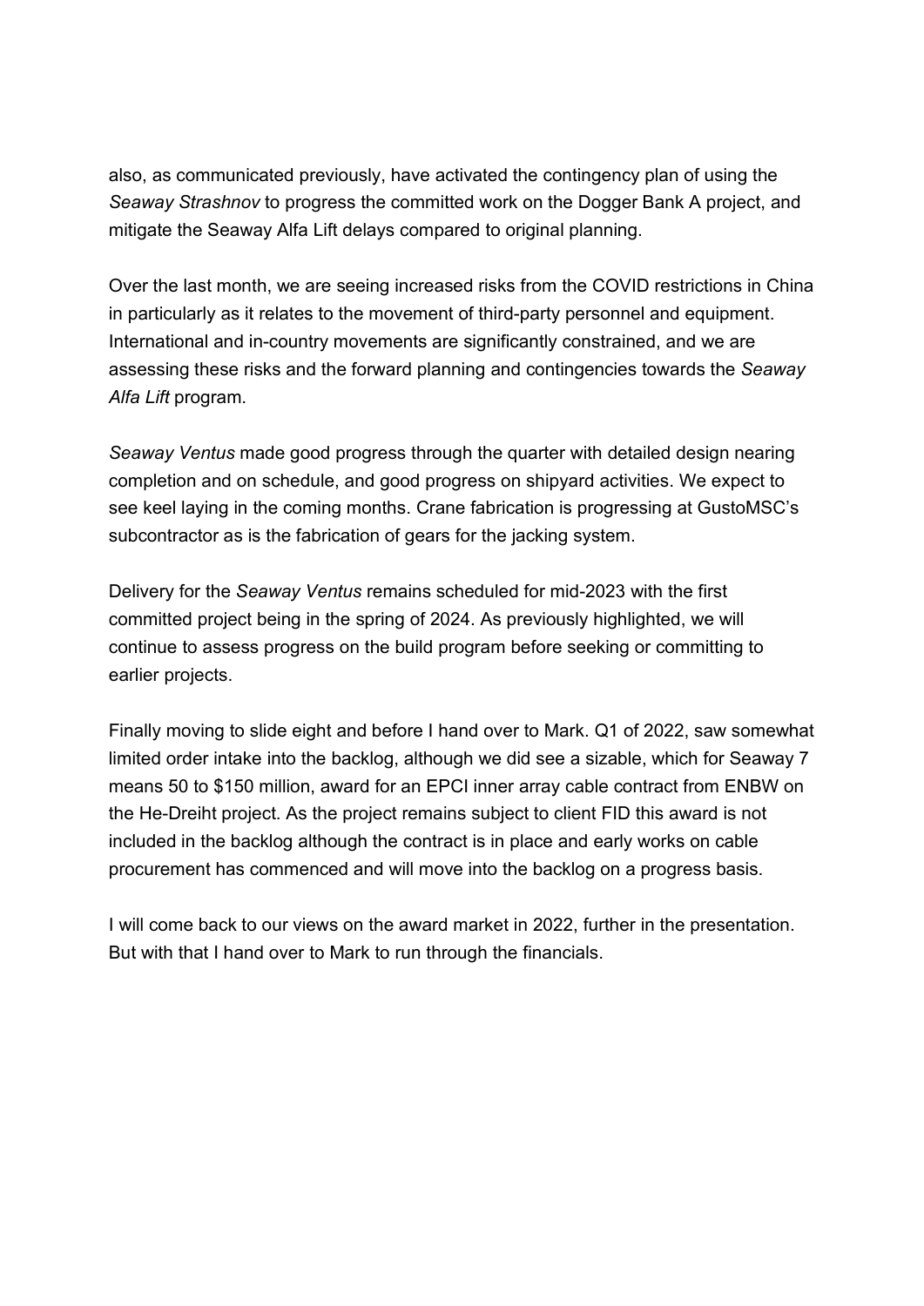also, as communicated previously, have activated the contingency plan of using the *Seaway Strashnov* to progress the committed work on the Dogger Bank A project, and mitigate the Seaway Alfa Lift delays compared to original planning.

Over the last month, we are seeing increased risks from the COVID restrictions in China in particularly as it relates to the movement of third-party personnel and equipment. International and in-country movements are significantly constrained, and we are assessing these risks and the forward planning and contingencies towards the *Seaway Alfa Lift* program.

*Seaway Ventus* made good progress through the quarter with detailed design nearing completion and on schedule, and good progress on shipyard activities. We expect to see keel laying in the coming months. Crane fabrication is progressing at GustoMSC's subcontractor as is the fabrication of gears for the jacking system.

Delivery for the *Seaway Ventus* remains scheduled for mid-2023 with the first committed project being in the spring of 2024. As previously highlighted, we will continue to assess progress on the build program before seeking or committing to earlier projects.

Finally moving to slide eight and before I hand over to Mark. Q1 of 2022, saw somewhat limited order intake into the backlog, although we did see a sizable, which for Seaway 7 means 50 to $150 million, award for an EPCI inner array cable contract from ENBW on the He-Dreiht project. As the project remains subject to client FID this award is not included in the backlog although the contract is in place and early works on cable procurement has commenced and will move into the backlog on a progress basis.

I will come back to our views on the award market in 2022, further in the presentation. But with that I hand over to Mark to run through the financials.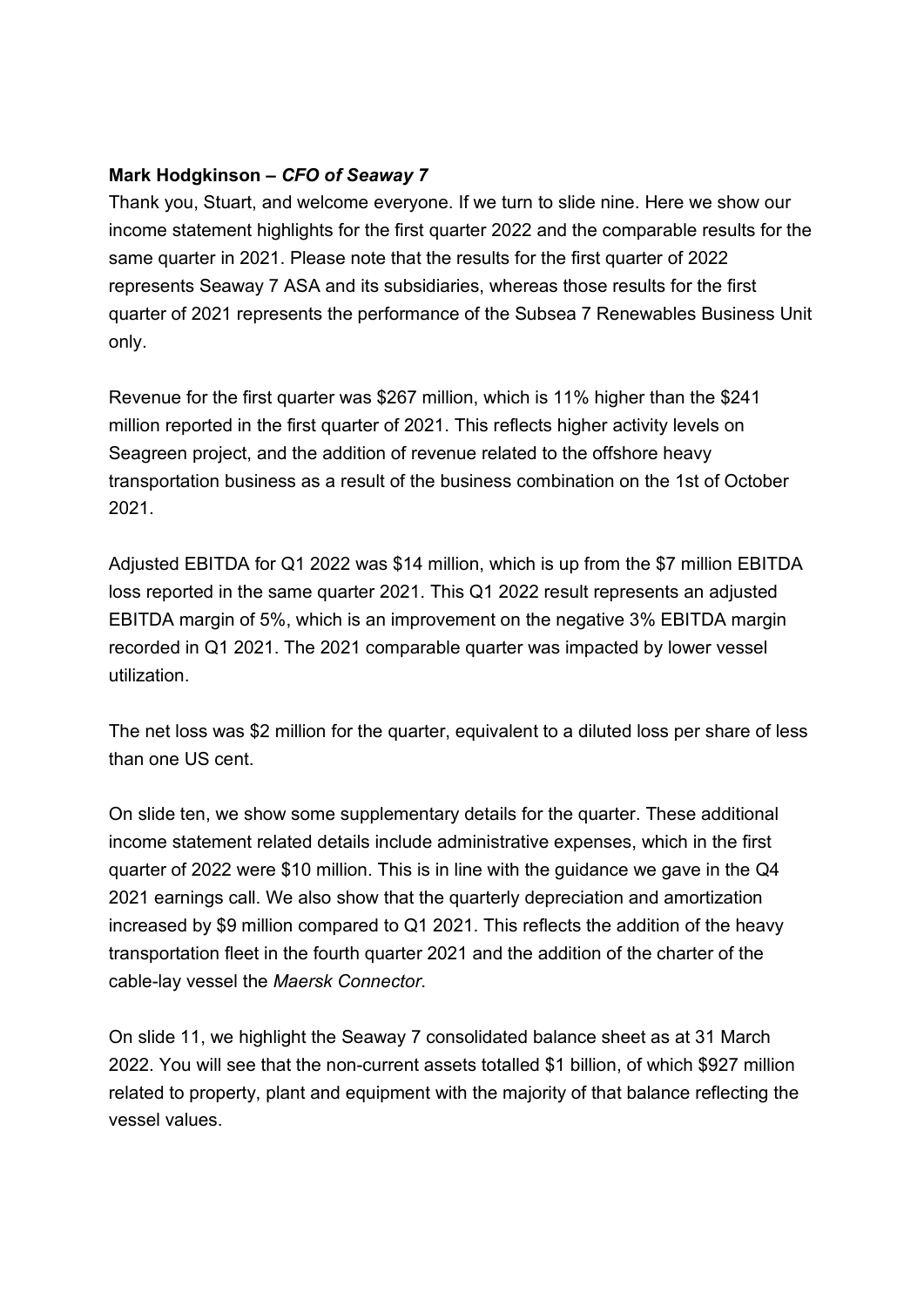**Mark Hodgkinson –** ***CFO of Seaway 7***

Thank you, Stuart, and welcome everyone. If we turn to slide nine. Here we show our income statement highlights for the first quarter 2022 and the comparable results for the same quarter in 2021. Please note that the results for the first quarter of 2022 represents Seaway 7 ASA and its subsidiaries, whereas those results for the first quarter of 2021 represents the performance of the Subsea 7 Renewables Business Unit only.

Revenue for the first quarter was $267 million, which is 11% higher than the $241 million reported in the first quarter of 2021. This reflects higher activity levels on Seagreen project, and the addition of revenue related to the offshore heavy transportation business as a result of the business combination on the 1st of October 2021.

Adjusted EBITDA for Q1 2022 was $14 million, which is up from the $7 million EBITDA loss reported in the same quarter 2021. This Q1 2022 result represents an adjusted EBITDA margin of 5%, which is an improvement on the negative 3% EBITDA margin recorded in Q1 2021. The 2021 comparable quarter was impacted by lower vessel utilization.

The net loss was $2 million for the quarter, equivalent to a diluted loss per share of less than one US cent.

On slide ten, we show some supplementary details for the quarter. These additional income statement related details include administrative expenses, which in the first quarter of 2022 were $10 million. This is in line with the guidance we gave in the Q4 2021 earnings call. We also show that the quarterly depreciation and amortization increased by $9 million compared to Q1 2021. This reflects the addition of the heavy transportation fleet in the fourth quarter 2021 and the addition of the charter of the cable-lay vessel the *Maersk Connector*.

On slide 11, we highlight the Seaway 7 consolidated balance sheet as at 31 March 2022. You will see that the non-current assets totalled $1 billion, of which $927 million related to property, plant and equipment with the majority of that balance reflecting the vessel values.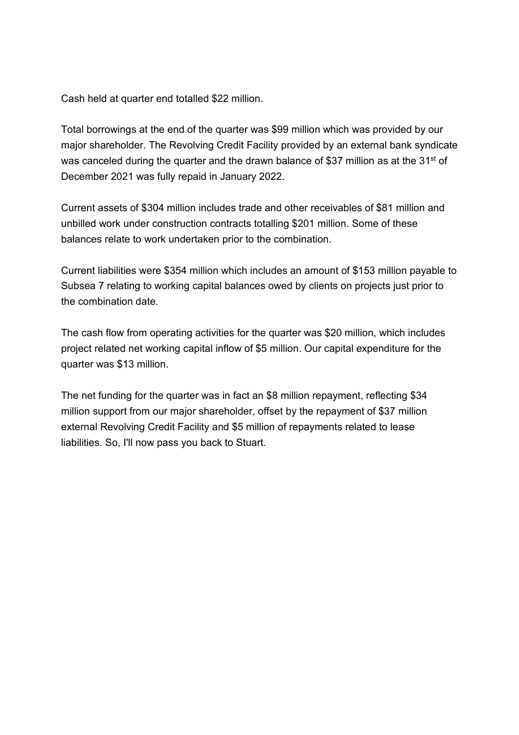Cash held at quarter end totalled $22 million.

Total borrowings at the end of the quarter was $99 million which was provided by our major shareholder. The Revolving Credit Facility provided by an external bank syndicate was canceled during the quarter and the drawn balance of $37 million as at the 31st of December 2021 was fully repaid in January 2022.

Current assets of $304 million includes trade and other receivables of $81 million and unbilled work under construction contracts totalling $201 million. Some of these balances relate to work undertaken prior to the combination.

Current liabilities were $354 million which includes an amount of $153 million payable to Subsea 7 relating to working capital balances owed by clients on projects just prior to the combination date.

The cash flow from operating activities for the quarter was $20 million, which includes project related net working capital inflow of $5 million. Our capital expenditure for the quarter was $13 million.

The net funding for the quarter was in fact an $8 million repayment, reflecting $34 million support from our major shareholder, offset by the repayment of $37 million external Revolving Credit Facility and $5 million of repayments related to lease liabilities. So, I'll now pass you back to Stuart.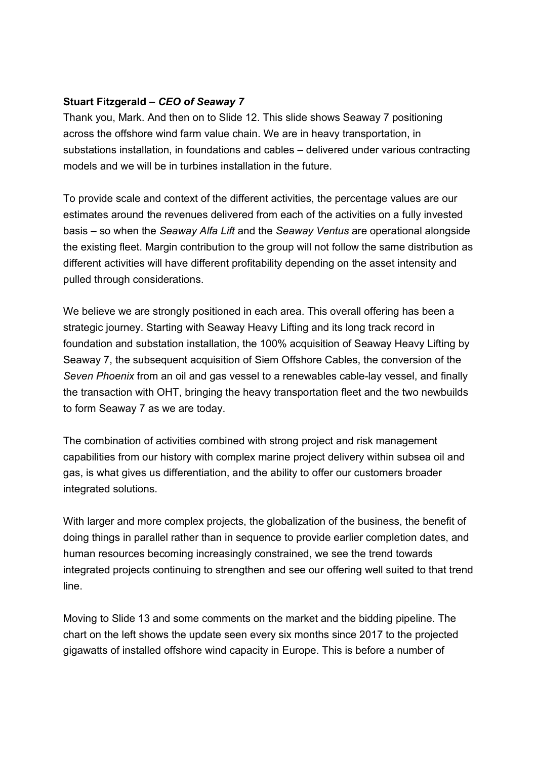**Stuart Fitzgerald** – ***CEO of Seaway 7***

Thank you, Mark. And then on to Slide 12. This slide shows Seaway 7 positioning across the offshore wind farm value chain. We are in heavy transportation, in substations installation, in foundations and cables – delivered under various contracting models and we will be in turbines installation in the future.

To provide scale and context of the different activities, the percentage values are our estimates around the revenues delivered from each of the activities on a fully invested basis – so when the *Seaway Alfa Lift* and the *Seaway Ventus* are operational alongside the existing fleet. Margin contribution to the group will not follow the same distribution as different activities will have different profitability depending on the asset intensity and pulled through considerations.

We believe we are strongly positioned in each area. This overall offering has been a strategic journey. Starting with Seaway Heavy Lifting and its long track record in foundation and substation installation, the 100% acquisition of Seaway Heavy Lifting by Seaway 7, the subsequent acquisition of Siem Offshore Cables, the conversion of the *Seven Phoenix* from an oil and gas vessel to a renewables cable-lay vessel, and finally the transaction with OHT, bringing the heavy transportation fleet and the two newbuilds to form Seaway 7 as we are today.

The combination of activities combined with strong project and risk management capabilities from our history with complex marine project delivery within subsea oil and gas, is what gives us differentiation, and the ability to offer our customers broader integrated solutions.

With larger and more complex projects, the globalization of the business, the benefit of doing things in parallel rather than in sequence to provide earlier completion dates, and human resources becoming increasingly constrained, we see the trend towards integrated projects continuing to strengthen and see our offering well suited to that trend line.

Moving to Slide 13 and some comments on the market and the bidding pipeline. The chart on the left shows the update seen every six months since 2017 to the projected gigawatts of installed offshore wind capacity in Europe. This is before a number of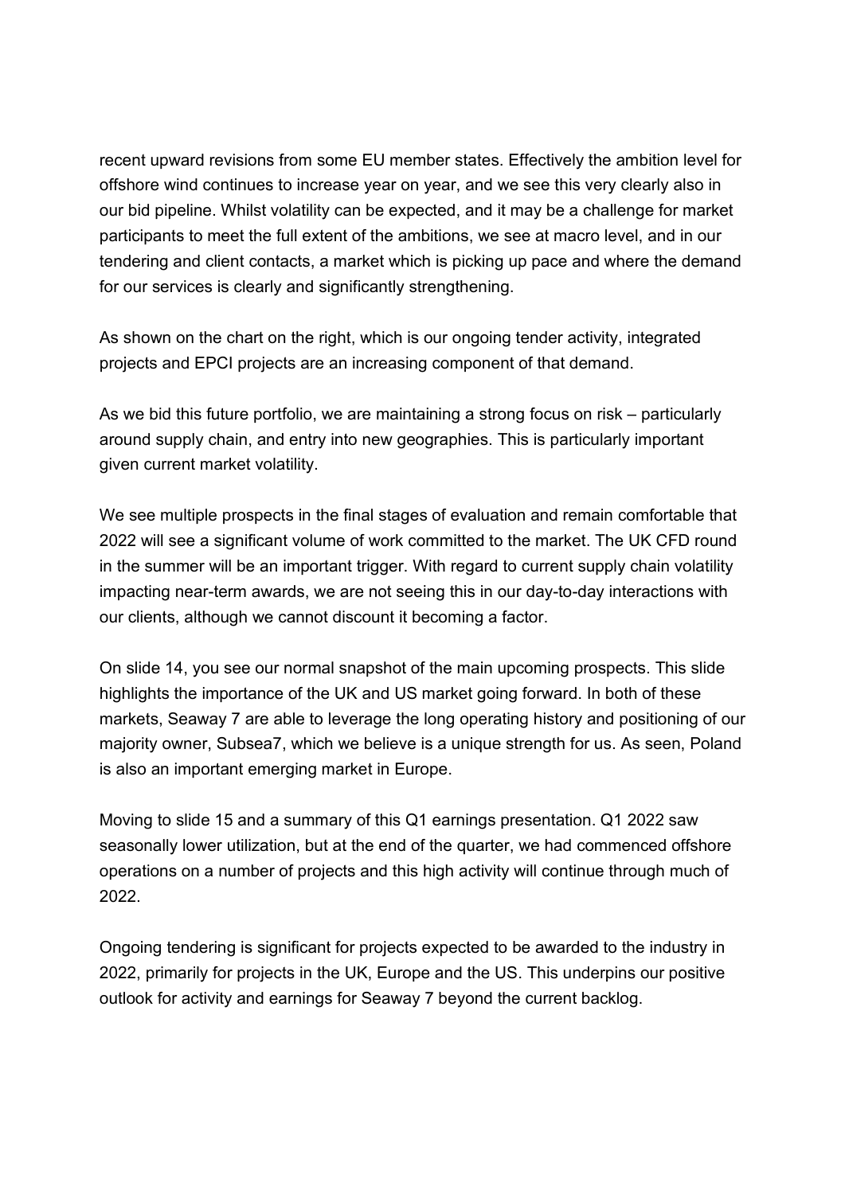recent upward revisions from some EU member states. Effectively the ambition level for offshore wind continues to increase year on year, and we see this very clearly also in our bid pipeline. Whilst volatility can be expected, and it may be a challenge for market participants to meet the full extent of the ambitions, we see at macro level, and in our tendering and client contacts, a market which is picking up pace and where the demand for our services is clearly and significantly strengthening.

As shown on the chart on the right, which is our ongoing tender activity, integrated projects and EPCI projects are an increasing component of that demand.

As we bid this future portfolio, we are maintaining a strong focus on risk – particularly around supply chain, and entry into new geographies. This is particularly important given current market volatility.

We see multiple prospects in the final stages of evaluation and remain comfortable that 2022 will see a significant volume of work committed to the market. The UK CFD round in the summer will be an important trigger. With regard to current supply chain volatility impacting near-term awards, we are not seeing this in our day-to-day interactions with our clients, although we cannot discount it becoming a factor.

On slide 14, you see our normal snapshot of the main upcoming prospects. This slide highlights the importance of the UK and US market going forward. In both of these markets, Seaway 7 are able to leverage the long operating history and positioning of our majority owner, Subsea7, which we believe is a unique strength for us. As seen, Poland is also an important emerging market in Europe.

Moving to slide 15 and a summary of this Q1 earnings presentation. Q1 2022 saw seasonally lower utilization, but at the end of the quarter, we had commenced offshore operations on a number of projects and this high activity will continue through much of 2022.

Ongoing tendering is significant for projects expected to be awarded to the industry in 2022, primarily for projects in the UK, Europe and the US. This underpins our positive outlook for activity and earnings for Seaway 7 beyond the current backlog.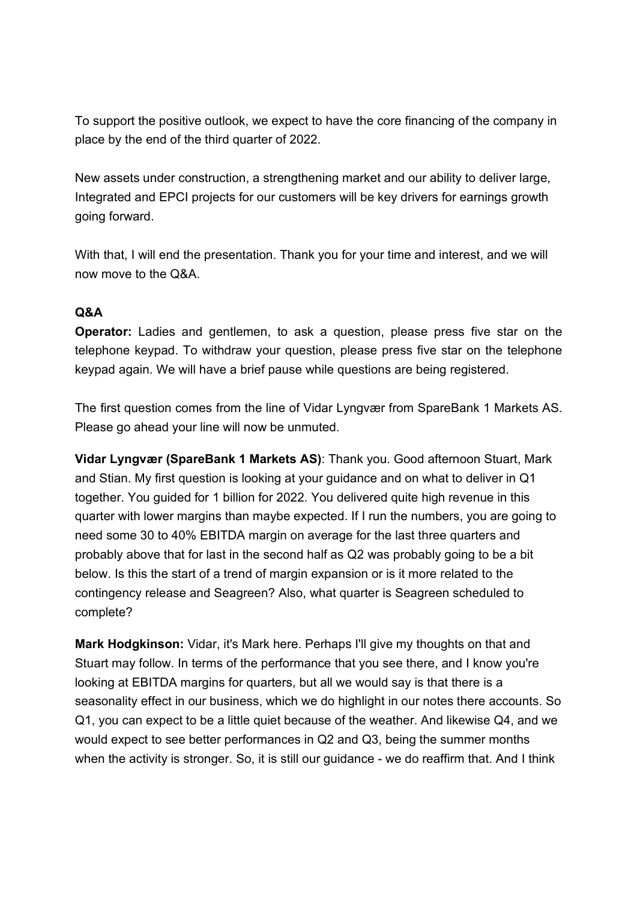To support the positive outlook, we expect to have the core financing of the company in place by the end of the third quarter of 2022.

New assets under construction, a strengthening market and our ability to deliver large, Integrated and EPCI projects for our customers will be key drivers for earnings growth going forward.

With that, I will end the presentation. Thank you for your time and interest, and we will now move to the Q&A.

**Q&A**

**Operator:** Ladies and gentlemen, to ask a question, please press five star on the telephone keypad. To withdraw your question, please press five star on the telephone keypad again. We will have a brief pause while questions are being registered.

The first question comes from the line of Vidar Lyngvær from SpareBank 1 Markets AS. Please go ahead your line will now be unmuted.

**Vidar Lyngvær (SpareBank 1 Markets AS)**: Thank you. Good afternoon Stuart, Mark and Stian. My first question is looking at your guidance and on what to deliver in Q1 together. You guided for 1 billion for 2022. You delivered quite high revenue in this quarter with lower margins than maybe expected. If I run the numbers, you are going to need some 30 to 40% EBITDA margin on average for the last three quarters and probably above that for last in the second half as Q2 was probably going to be a bit below. Is this the start of a trend of margin expansion or is it more related to the contingency release and Seagreen? Also, what quarter is Seagreen scheduled to complete?

**Mark Hodgkinson:** Vidar, it's Mark here. Perhaps I'll give my thoughts on that and Stuart may follow. In terms of the performance that you see there, and I know you're looking at EBITDA margins for quarters, but all we would say is that there is a seasonality effect in our business, which we do highlight in our notes there accounts. So Q1, you can expect to be a little quiet because of the weather. And likewise Q4, and we would expect to see better performances in Q2 and Q3, being the summer months when the activity is stronger. So, it is still our guidance - we do reaffirm that. And I think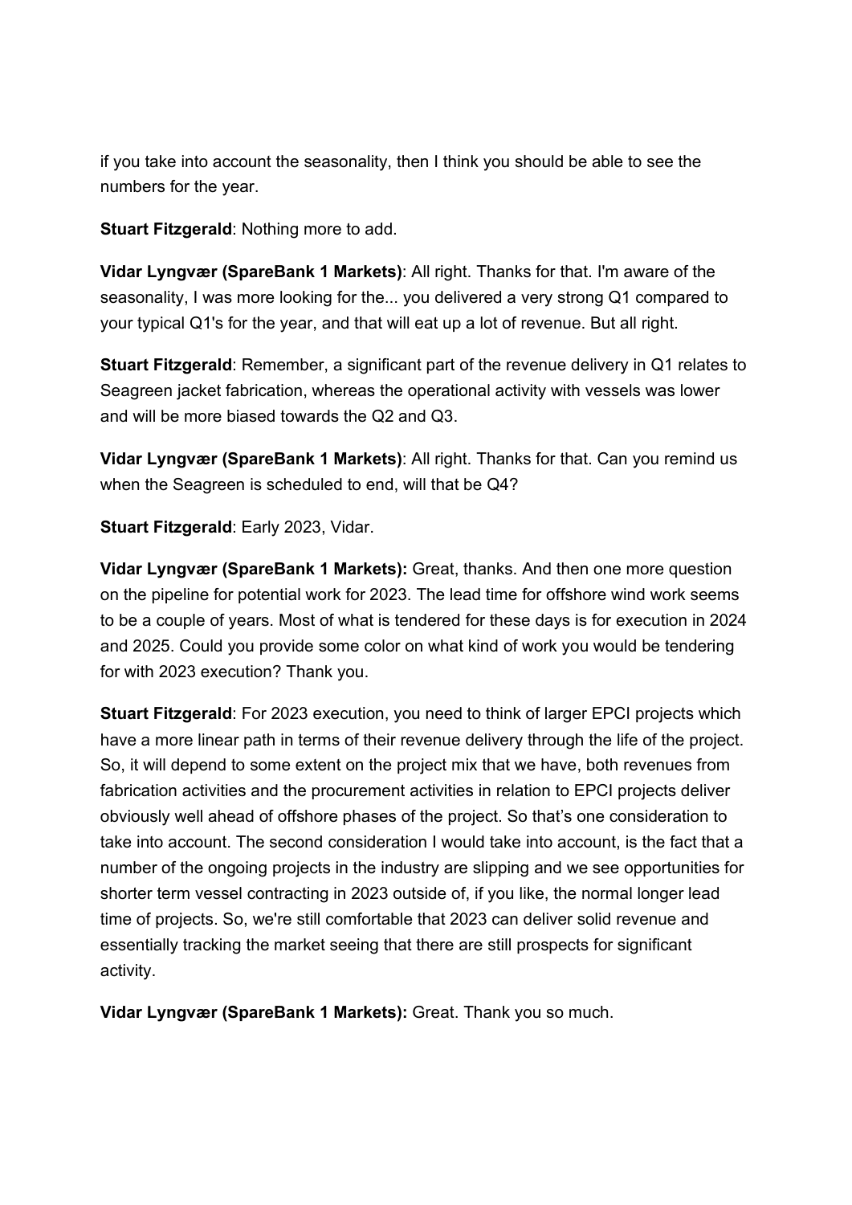if you take into account the seasonality, then I think you should be able to see the numbers for the year.

**Stuart Fitzgerald**: Nothing more to add.

**Vidar Lyngvær (SpareBank 1 Markets)**: All right. Thanks for that. I'm aware of the seasonality, I was more looking for the... you delivered a very strong Q1 compared to your typical Q1's for the year, and that will eat up a lot of revenue. But all right.

**Stuart Fitzgerald**: Remember, a significant part of the revenue delivery in Q1 relates to Seagreen jacket fabrication, whereas the operational activity with vessels was lower and will be more biased towards the Q2 and Q3.

**Vidar Lyngvær (SpareBank 1 Markets)**: All right. Thanks for that. Can you remind us when the Seagreen is scheduled to end, will that be Q4?

**Stuart Fitzgerald**: Early 2023, Vidar.

**Vidar Lyngvær (SpareBank 1 Markets):** Great, thanks. And then one more question on the pipeline for potential work for 2023. The lead time for offshore wind work seems to be a couple of years. Most of what is tendered for these days is for execution in 2024 and 2025. Could you provide some color on what kind of work you would be tendering for with 2023 execution? Thank you.

**Stuart Fitzgerald**: For 2023 execution, you need to think of larger EPCI projects which have a more linear path in terms of their revenue delivery through the life of the project. So, it will depend to some extent on the project mix that we have, both revenues from fabrication activities and the procurement activities in relation to EPCI projects deliver obviously well ahead of offshore phases of the project. So that's one consideration to take into account. The second consideration I would take into account, is the fact that a number of the ongoing projects in the industry are slipping and we see opportunities for shorter term vessel contracting in 2023 outside of, if you like, the normal longer lead time of projects. So, we're still comfortable that 2023 can deliver solid revenue and essentially tracking the market seeing that there are still prospects for significant activity.

**Vidar Lyngvær (SpareBank 1 Markets):** Great. Thank you so much.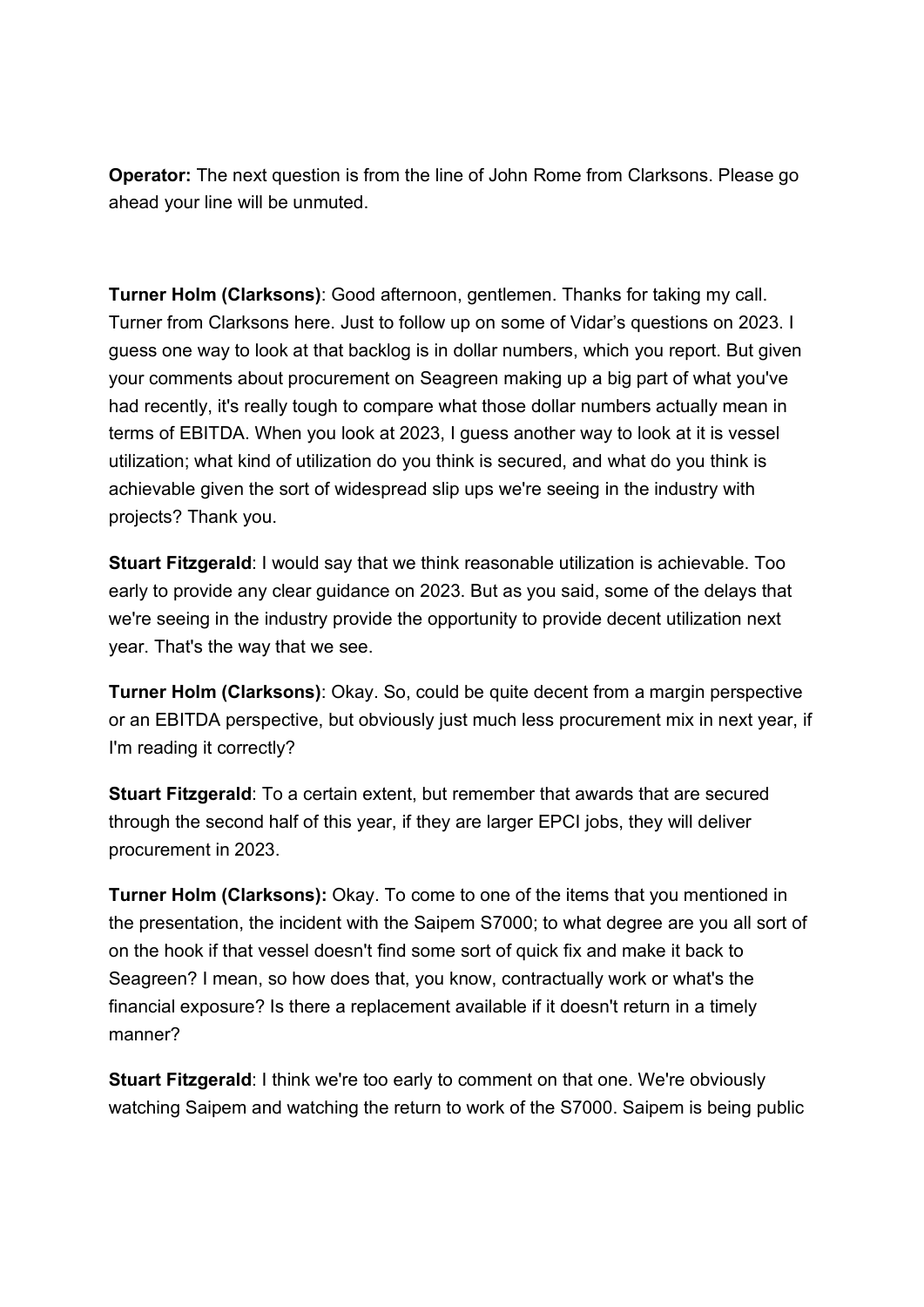**Operator:** The next question is from the line of John Rome from Clarksons. Please go ahead your line will be unmuted.

**Turner Holm (Clarksons)**: Good afternoon, gentlemen. Thanks for taking my call. Turner from Clarksons here. Just to follow up on some of Vidar's questions on 2023. I guess one way to look at that backlog is in dollar numbers, which you report. But given your comments about procurement on Seagreen making up a big part of what you've had recently, it's really tough to compare what those dollar numbers actually mean in terms of EBITDA. When you look at 2023, I guess another way to look at it is vessel utilization; what kind of utilization do you think is secured, and what do you think is achievable given the sort of widespread slip ups we're seeing in the industry with projects? Thank you.

**Stuart Fitzgerald**: I would say that we think reasonable utilization is achievable. Too early to provide any clear guidance on 2023. But as you said, some of the delays that we're seeing in the industry provide the opportunity to provide decent utilization next year. That's the way that we see.

**Turner Holm (Clarksons)**: Okay. So, could be quite decent from a margin perspective or an EBITDA perspective, but obviously just much less procurement mix in next year, if I'm reading it correctly?

**Stuart Fitzgerald**: To a certain extent, but remember that awards that are secured through the second half of this year, if they are larger EPCI jobs, they will deliver procurement in 2023.

**Turner Holm (Clarksons):** Okay. To come to one of the items that you mentioned in the presentation, the incident with the Saipem S7000; to what degree are you all sort of on the hook if that vessel doesn't find some sort of quick fix and make it back to Seagreen? I mean, so how does that, you know, contractually work or what's the financial exposure? Is there a replacement available if it doesn't return in a timely manner?

**Stuart Fitzgerald**: I think we're too early to comment on that one. We're obviously watching Saipem and watching the return to work of the S7000. Saipem is being public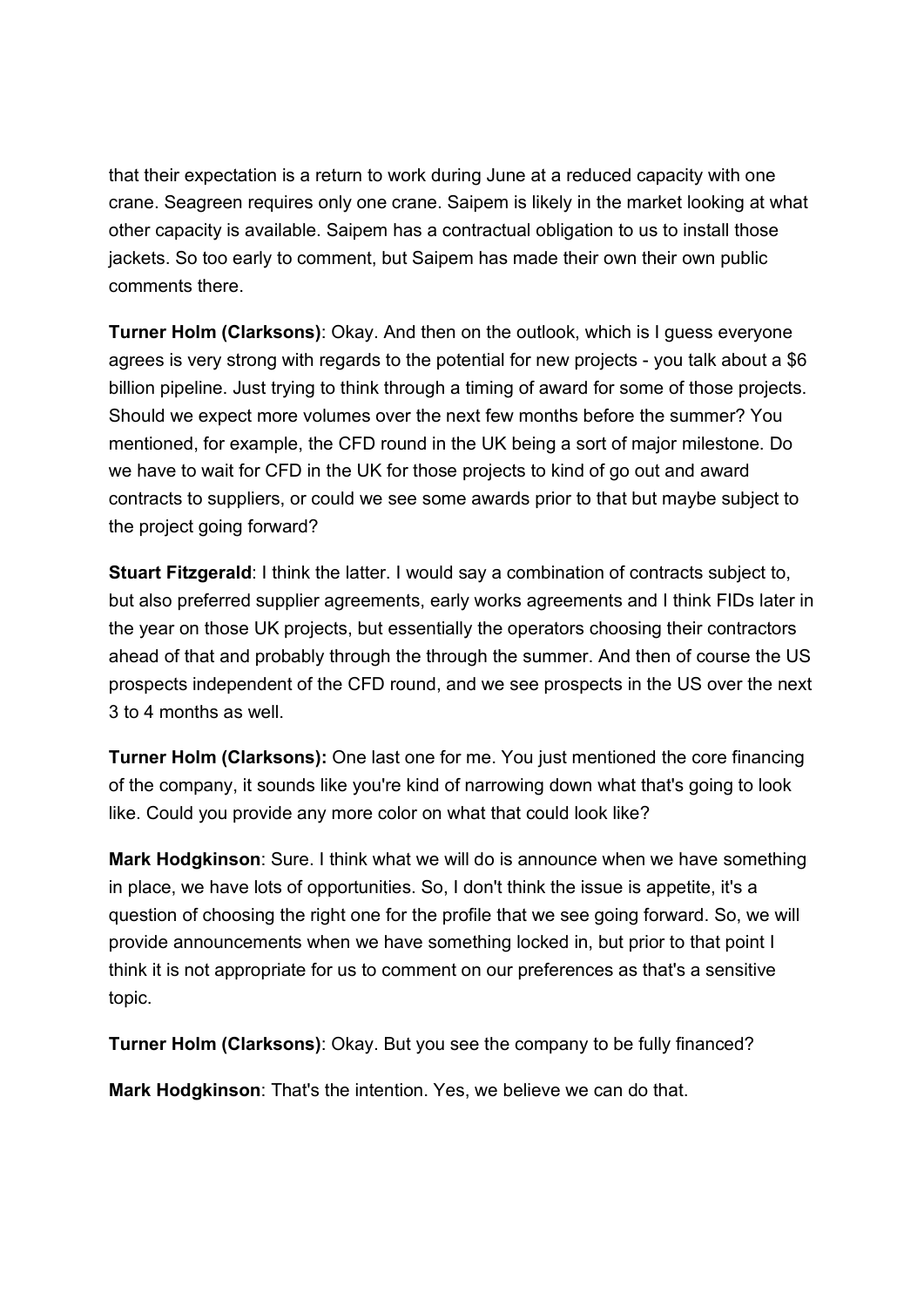that their expectation is a return to work during June at a reduced capacity with one crane. Seagreen requires only one crane. Saipem is likely in the market looking at what other capacity is available. Saipem has a contractual obligation to us to install those jackets. So too early to comment, but Saipem has made their own their own public comments there.

**Turner Holm (Clarksons)**: Okay. And then on the outlook, which is I guess everyone agrees is very strong with regards to the potential for new projects - you talk about a $6 billion pipeline. Just trying to think through a timing of award for some of those projects. Should we expect more volumes over the next few months before the summer? You mentioned, for example, the CFD round in the UK being a sort of major milestone. Do we have to wait for CFD in the UK for those projects to kind of go out and award contracts to suppliers, or could we see some awards prior to that but maybe subject to the project going forward?

**Stuart Fitzgerald**: I think the latter. I would say a combination of contracts subject to, but also preferred supplier agreements, early works agreements and I think FIDs later in the year on those UK projects, but essentially the operators choosing their contractors ahead of that and probably through the through the summer. And then of course the US prospects independent of the CFD round, and we see prospects in the US over the next 3 to 4 months as well.

**Turner Holm (Clarksons):** One last one for me. You just mentioned the core financing of the company, it sounds like you're kind of narrowing down what that's going to look like. Could you provide any more color on what that could look like?

**Mark Hodgkinson**: Sure. I think what we will do is announce when we have something in place, we have lots of opportunities. So, I don't think the issue is appetite, it's a question of choosing the right one for the profile that we see going forward. So, we will provide announcements when we have something locked in, but prior to that point I think it is not appropriate for us to comment on our preferences as that's a sensitive topic.

**Turner Holm (Clarksons)**: Okay. But you see the company to be fully financed?

**Mark Hodgkinson**: That's the intention. Yes, we believe we can do that.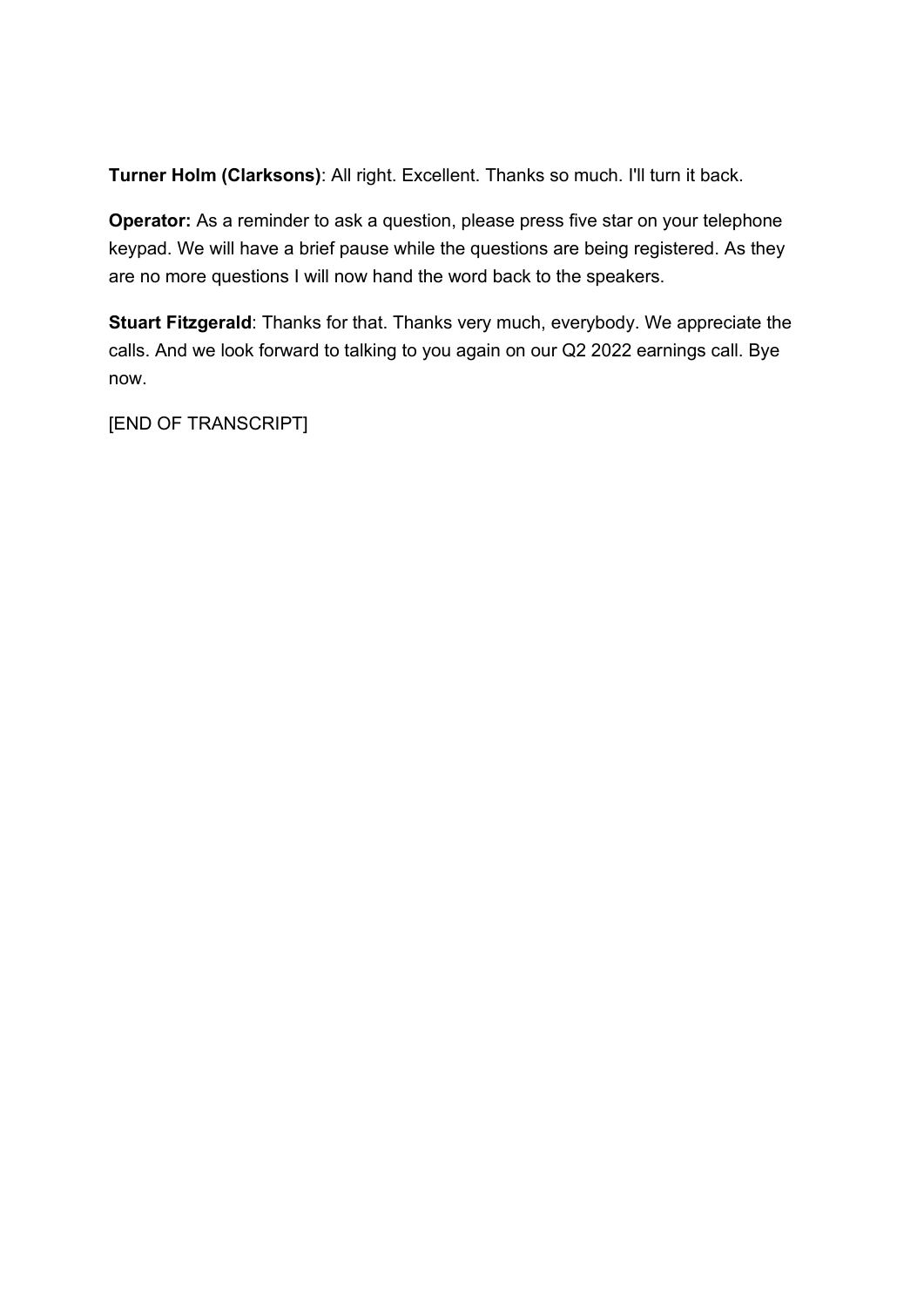**Turner Holm (Clarksons)**: All right. Excellent. Thanks so much. I'll turn it back.

**Operator:** As a reminder to ask a question, please press five star on your telephone keypad. We will have a brief pause while the questions are being registered. As they are no more questions I will now hand the word back to the speakers.

**Stuart Fitzgerald**: Thanks for that. Thanks very much, everybody. We appreciate the calls. And we look forward to talking to you again on our Q2 2022 earnings call. Bye now.

[END OF TRANSCRIPT]